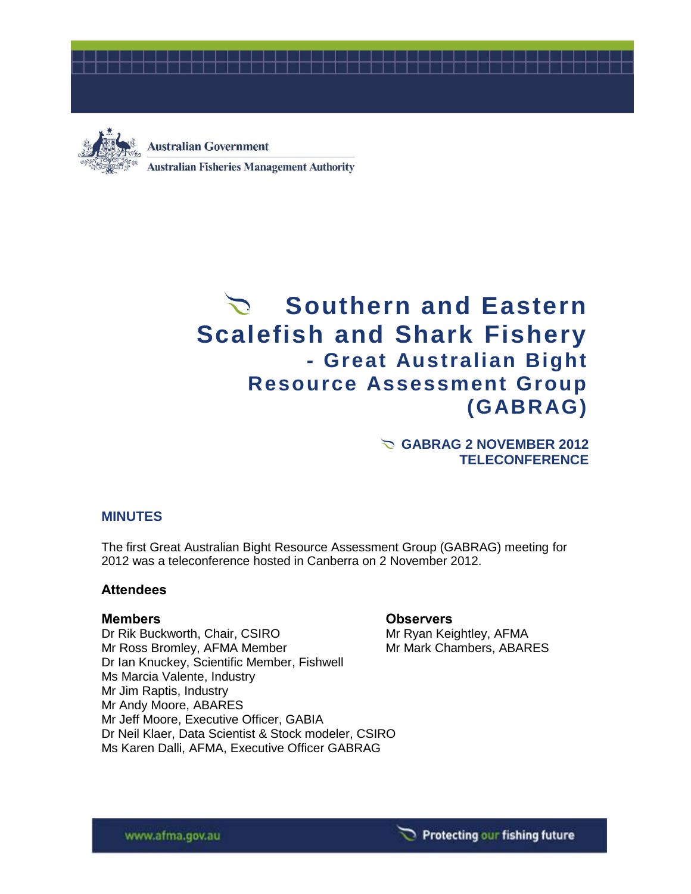Australian Government

Australian Fisheries Management Authority

# Southern and Eastern Scalefish and Shark Fishery - Great Australian Bight Resource Assessment Group (GABRAG)

## GABRAG 2 NOVEMBER 2012 TELECONFERENCE

## MINUTES

The first Great Australian Bight Resource Assessment Group (GABRAG) meeting for 2012 was a teleconference hosted in Canberra on 2 November 2012.

### Attendees

**Members**

Dr Rik Buckworth, Chair, CSIRO
Mr Ross Bromley, AFMA Member
Dr Ian Knuckey, Scientific Member, Fishwell
Ms Marcia Valente, Industry
Mr Jim Raptis, Industry
Mr Andy Moore, ABARES
Mr Jeff Moore, Executive Officer, GABIA
Dr Neil Klaer, Data Scientist & Stock modeler, CSIRO
Ms Karen Dalli, AFMA, Executive Officer GABRAG

**Observers**

Mr Ryan Keightley, AFMA
Mr Mark Chambers, ABARES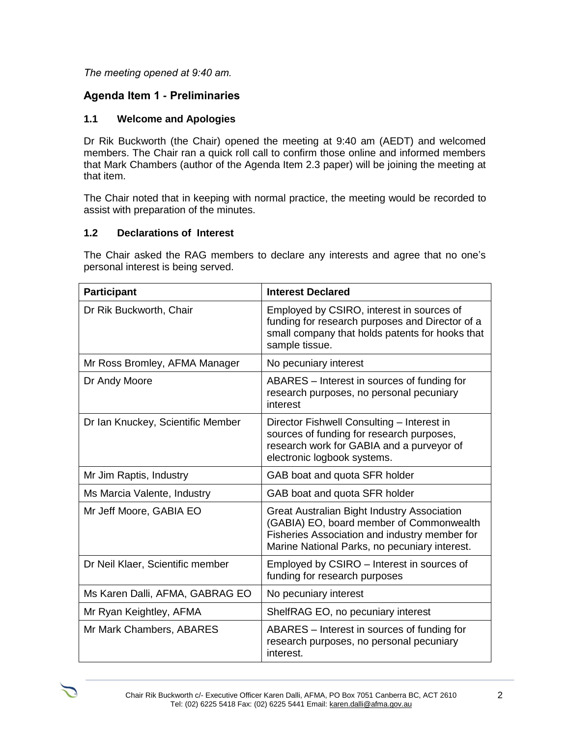*The meeting opened at 9:40 am.*

## Agenda Item 1 - Preliminaries

### 1.1 Welcome and Apologies

Dr Rik Buckworth (the Chair) opened the meeting at 9:40 am (AEDT) and welcomed members. The Chair ran a quick roll call to confirm those online and informed members that Mark Chambers (author of the Agenda Item 2.3 paper) will be joining the meeting at that item.

The Chair noted that in keeping with normal practice, the meeting would be recorded to assist with preparation of the minutes.

### 1.2 Declarations of Interest

The Chair asked the RAG members to declare any interests and agree that no one's personal interest is being served.

| Participant | Interest Declared |
|---|---|
| Dr Rik Buckworth, Chair | Employed by CSIRO, interest in sources of funding for research purposes and Director of a small company that holds patents for hooks that sample tissue. |
| Mr Ross Bromley, AFMA Manager | No pecuniary interest |
| Dr Andy Moore | ABARES – Interest in sources of funding for research purposes, no personal pecuniary interest |
| Dr Ian Knuckey, Scientific Member | Director Fishwell Consulting – Interest in sources of funding for research purposes, research work for GABIA and a purveyor of electronic logbook systems. |
| Mr Jim Raptis, Industry | GAB boat and quota SFR holder |
| Ms Marcia Valente, Industry | GAB boat and quota SFR holder |
| Mr Jeff Moore, GABIA EO | Great Australian Bight Industry Association (GABIA) EO, board member of Commonwealth Fisheries Association and industry member for Marine National Parks, no pecuniary interest. |
| Dr Neil Klaer, Scientific member | Employed by CSIRO – Interest in sources of funding for research purposes |
| Ms Karen Dalli, AFMA, GABRAG EO | No pecuniary interest |
| Mr Ryan Keightley, AFMA | ShelfRAG EO, no pecuniary interest |
| Mr Mark Chambers, ABARES | ABARES – Interest in sources of funding for research purposes, no personal pecuniary interest. |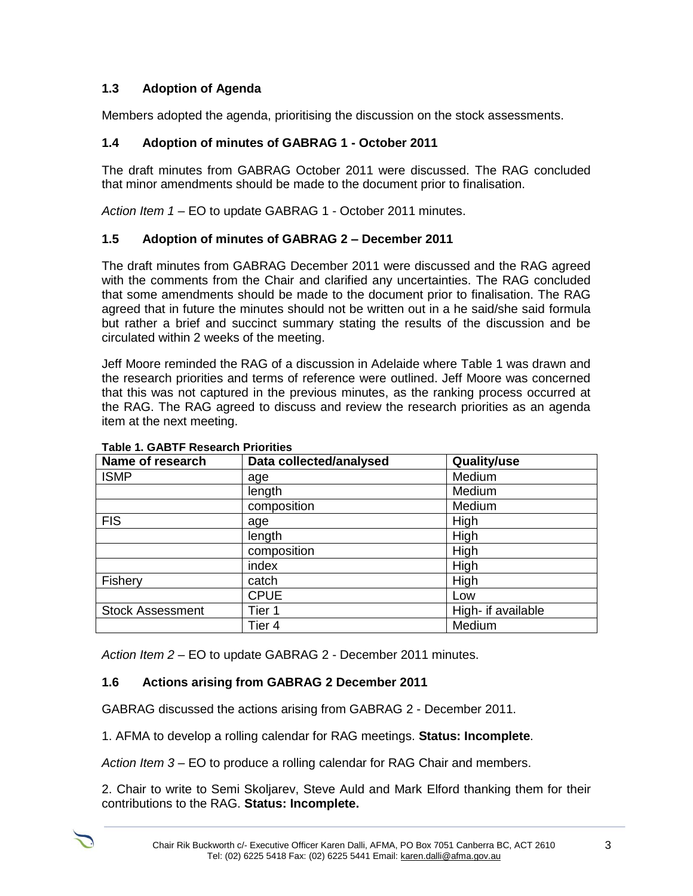### 1.3 Adoption of Agenda

Members adopted the agenda, prioritising the discussion on the stock assessments.

### 1.4 Adoption of minutes of GABRAG 1 - October 2011

The draft minutes from GABRAG October 2011 were discussed. The RAG concluded that minor amendments should be made to the document prior to finalisation.

*Action Item 1* – EO to update GABRAG 1 - October 2011 minutes.

### 1.5 Adoption of minutes of GABRAG 2 – December 2011

The draft minutes from GABRAG December 2011 were discussed and the RAG agreed with the comments from the Chair and clarified any uncertainties. The RAG concluded that some amendments should be made to the document prior to finalisation. The RAG agreed that in future the minutes should not be written out in a he said/she said formula but rather a brief and succinct summary stating the results of the discussion and be circulated within 2 weeks of the meeting.

Jeff Moore reminded the RAG of a discussion in Adelaide where Table 1 was drawn and the research priorities and terms of reference were outlined. Jeff Moore was concerned that this was not captured in the previous minutes, as the ranking process occurred at the RAG. The RAG agreed to discuss and review the research priorities as an agenda item at the next meeting.

**Table 1. GABTF Research Priorities**

| Name of research | Data collected/analysed | Quality/use |
|---|---|---|
| ISMP | age | Medium |
| | length | Medium |
| | composition | Medium |
| FIS | age | High |
| | length | High |
| | composition | High |
| | index | High |
| Fishery | catch | High |
| | CPUE | Low |
| Stock Assessment | Tier 1 | High- if available |
| | Tier 4 | Medium |

*Action Item 2* – EO to update GABRAG 2 - December 2011 minutes.

### 1.6 Actions arising from GABRAG 2 December 2011

GABRAG discussed the actions arising from GABRAG 2 - December 2011.

1. AFMA to develop a rolling calendar for RAG meetings. **Status: Incomplete**.

*Action Item 3* – EO to produce a rolling calendar for RAG Chair and members.

2. Chair to write to Semi Skoljarev, Steve Auld and Mark Elford thanking them for their contributions to the RAG. **Status: Incomplete.**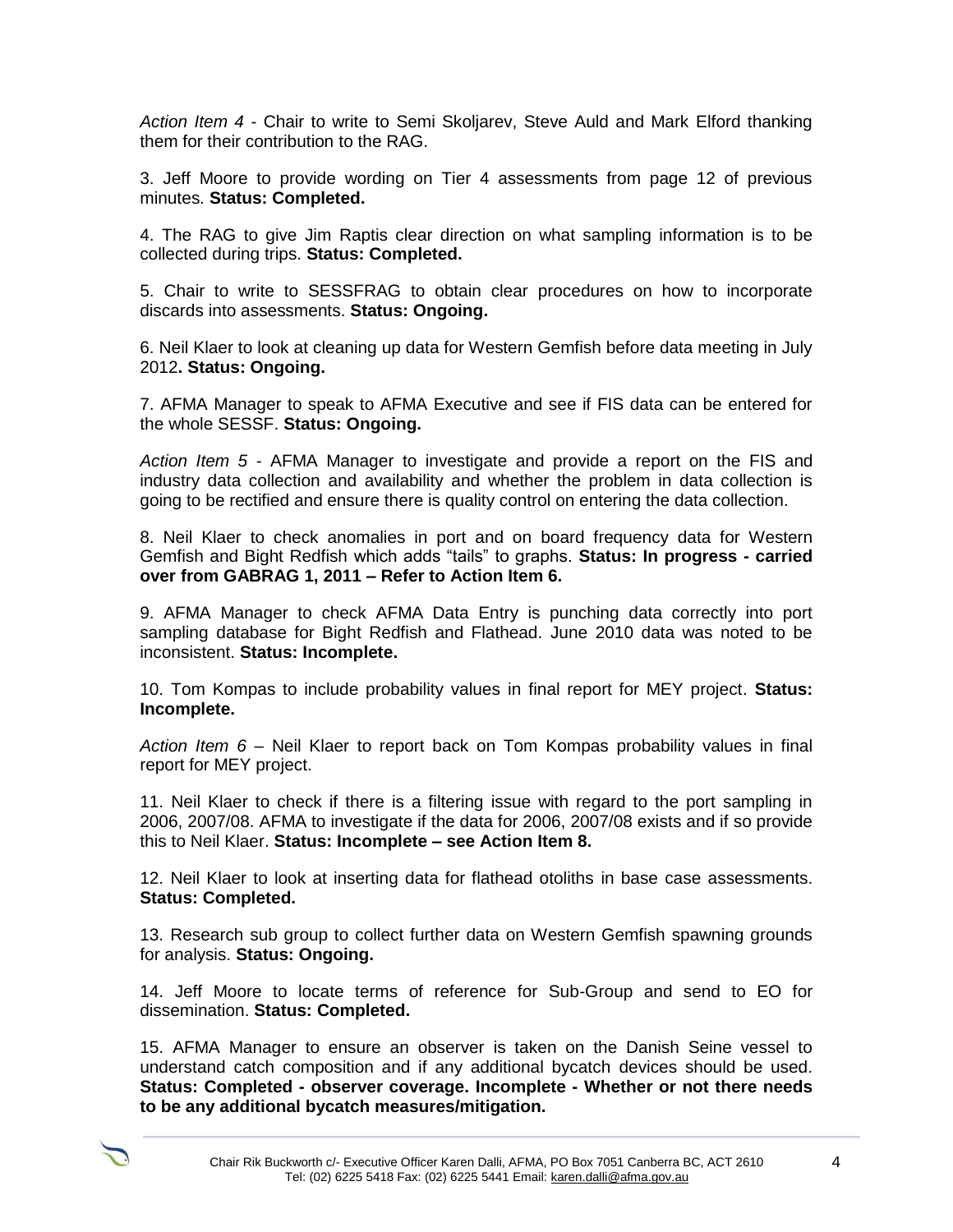*Action Item 4* - Chair to write to Semi Skoljarev, Steve Auld and Mark Elford thanking them for their contribution to the RAG.

3. Jeff Moore to provide wording on Tier 4 assessments from page 12 of previous minutes. **Status: Completed.**

4. The RAG to give Jim Raptis clear direction on what sampling information is to be collected during trips. **Status: Completed.**

5. Chair to write to SESSFRAG to obtain clear procedures on how to incorporate discards into assessments. **Status: Ongoing.**

6. Neil Klaer to look at cleaning up data for Western Gemfish before data meeting in July 2012**. Status: Ongoing.**

7. AFMA Manager to speak to AFMA Executive and see if FIS data can be entered for the whole SESSF. **Status: Ongoing.**

*Action Item 5* - AFMA Manager to investigate and provide a report on the FIS and industry data collection and availability and whether the problem in data collection is going to be rectified and ensure there is quality control on entering the data collection.

8. Neil Klaer to check anomalies in port and on board frequency data for Western Gemfish and Bight Redfish which adds "tails" to graphs. **Status: In progress - carried over from GABRAG 1, 2011 – Refer to Action Item 6.**

9. AFMA Manager to check AFMA Data Entry is punching data correctly into port sampling database for Bight Redfish and Flathead. June 2010 data was noted to be inconsistent. **Status: Incomplete.**

10. Tom Kompas to include probability values in final report for MEY project. **Status: Incomplete.**

*Action Item 6* – Neil Klaer to report back on Tom Kompas probability values in final report for MEY project.

11. Neil Klaer to check if there is a filtering issue with regard to the port sampling in 2006, 2007/08. AFMA to investigate if the data for 2006, 2007/08 exists and if so provide this to Neil Klaer. **Status: Incomplete – see Action Item 8.**

12. Neil Klaer to look at inserting data for flathead otoliths in base case assessments. **Status: Completed.**

13. Research sub group to collect further data on Western Gemfish spawning grounds for analysis. **Status: Ongoing.**

14. Jeff Moore to locate terms of reference for Sub-Group and send to EO for dissemination. **Status: Completed.**

15. AFMA Manager to ensure an observer is taken on the Danish Seine vessel to understand catch composition and if any additional bycatch devices should be used. **Status: Completed - observer coverage. Incomplete - Whether or not there needs to be any additional bycatch measures/mitigation.**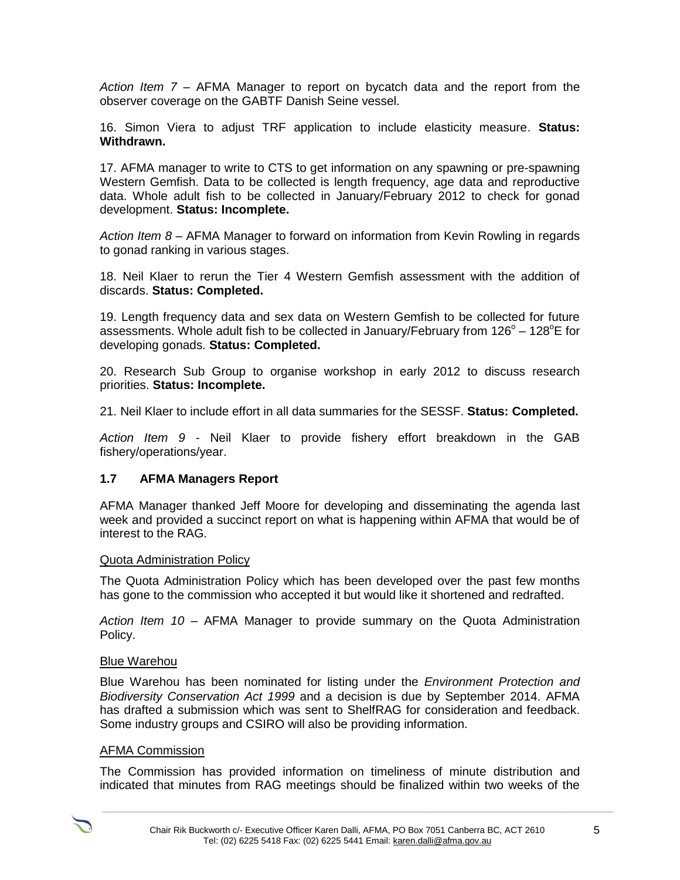*Action Item 7* – AFMA Manager to report on bycatch data and the report from the observer coverage on the GABTF Danish Seine vessel.

16. Simon Viera to adjust TRF application to include elasticity measure. **Status: Withdrawn.**

17. AFMA manager to write to CTS to get information on any spawning or pre-spawning Western Gemfish. Data to be collected is length frequency, age data and reproductive data. Whole adult fish to be collected in January/February 2012 to check for gonad development. **Status: Incomplete.**

*Action Item 8* – AFMA Manager to forward on information from Kevin Rowling in regards to gonad ranking in various stages.

18. Neil Klaer to rerun the Tier 4 Western Gemfish assessment with the addition of discards. **Status: Completed.**

19. Length frequency data and sex data on Western Gemfish to be collected for future assessments. Whole adult fish to be collected in January/February from 126$^o$ – 128$^o$E for developing gonads. **Status: Completed.**

20. Research Sub Group to organise workshop in early 2012 to discuss research priorities. **Status: Incomplete.**

21. Neil Klaer to include effort in all data summaries for the SESSF. **Status: Completed.**

*Action Item 9* - Neil Klaer to provide fishery effort breakdown in the GAB fishery/operations/year.

### 1.7 AFMA Managers Report

AFMA Manager thanked Jeff Moore for developing and disseminating the agenda last week and provided a succinct report on what is happening within AFMA that would be of interest to the RAG.

Quota Administration Policy

The Quota Administration Policy which has been developed over the past few months has gone to the commission who accepted it but would like it shortened and redrafted.

*Action Item 10* – AFMA Manager to provide summary on the Quota Administration Policy.

Blue Warehou

Blue Warehou has been nominated for listing under the *Environment Protection and Biodiversity Conservation Act 1999* and a decision is due by September 2014. AFMA has drafted a submission which was sent to ShelfRAG for consideration and feedback. Some industry groups and CSIRO will also be providing information.

AFMA Commission

The Commission has provided information on timeliness of minute distribution and indicated that minutes from RAG meetings should be finalized within two weeks of the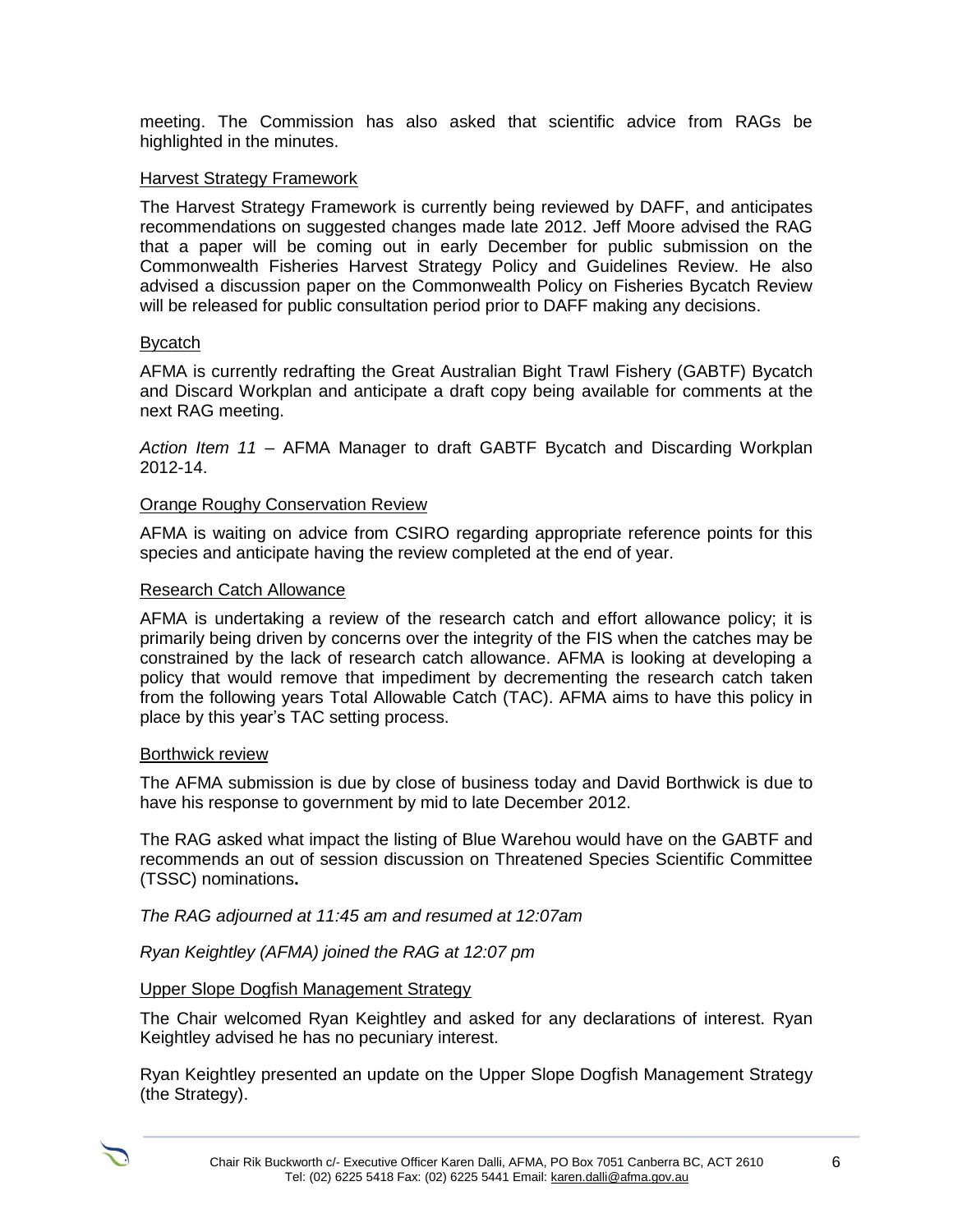meeting. The Commission has also asked that scientific advice from RAGs be highlighted in the minutes.

Harvest Strategy Framework

The Harvest Strategy Framework is currently being reviewed by DAFF, and anticipates recommendations on suggested changes made late 2012. Jeff Moore advised the RAG that a paper will be coming out in early December for public submission on the Commonwealth Fisheries Harvest Strategy Policy and Guidelines Review. He also advised a discussion paper on the Commonwealth Policy on Fisheries Bycatch Review will be released for public consultation period prior to DAFF making any decisions.

Bycatch

AFMA is currently redrafting the Great Australian Bight Trawl Fishery (GABTF) Bycatch and Discard Workplan and anticipate a draft copy being available for comments at the next RAG meeting.

*Action Item 11* – AFMA Manager to draft GABTF Bycatch and Discarding Workplan 2012-14.

Orange Roughy Conservation Review

AFMA is waiting on advice from CSIRO regarding appropriate reference points for this species and anticipate having the review completed at the end of year.

Research Catch Allowance

AFMA is undertaking a review of the research catch and effort allowance policy; it is primarily being driven by concerns over the integrity of the FIS when the catches may be constrained by the lack of research catch allowance. AFMA is looking at developing a policy that would remove that impediment by decrementing the research catch taken from the following years Total Allowable Catch (TAC). AFMA aims to have this policy in place by this year's TAC setting process.

Borthwick review

The AFMA submission is due by close of business today and David Borthwick is due to have his response to government by mid to late December 2012.

The RAG asked what impact the listing of Blue Warehou would have on the GABTF and recommends an out of session discussion on Threatened Species Scientific Committee (TSSC) nominations**.**

*The RAG adjourned at 11:45 am and resumed at 12:07am*

*Ryan Keightley (AFMA) joined the RAG at 12:07 pm*

Upper Slope Dogfish Management Strategy

The Chair welcomed Ryan Keightley and asked for any declarations of interest. Ryan Keightley advised he has no pecuniary interest.

Ryan Keightley presented an update on the Upper Slope Dogfish Management Strategy (the Strategy).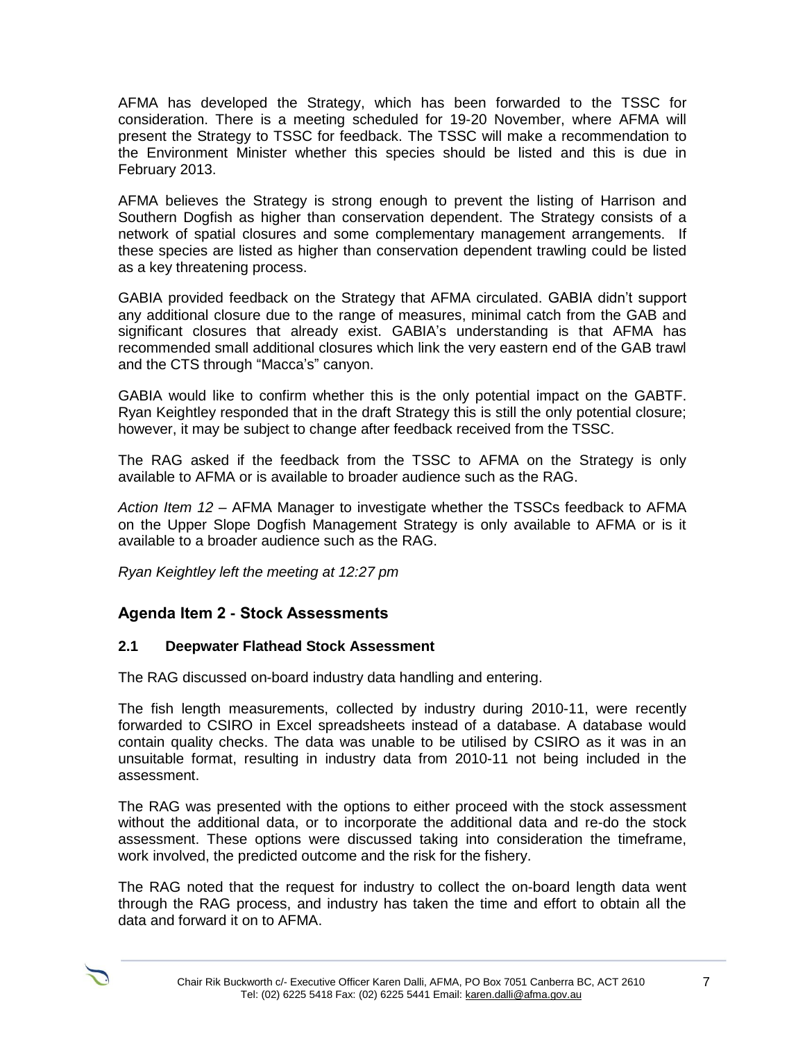AFMA has developed the Strategy, which has been forwarded to the TSSC for consideration. There is a meeting scheduled for 19-20 November, where AFMA will present the Strategy to TSSC for feedback. The TSSC will make a recommendation to the Environment Minister whether this species should be listed and this is due in February 2013.

AFMA believes the Strategy is strong enough to prevent the listing of Harrison and Southern Dogfish as higher than conservation dependent. The Strategy consists of a network of spatial closures and some complementary management arrangements. If these species are listed as higher than conservation dependent trawling could be listed as a key threatening process.

GABIA provided feedback on the Strategy that AFMA circulated. GABIA didn't support any additional closure due to the range of measures, minimal catch from the GAB and significant closures that already exist. GABIA's understanding is that AFMA has recommended small additional closures which link the very eastern end of the GAB trawl and the CTS through "Macca's" canyon.

GABIA would like to confirm whether this is the only potential impact on the GABTF. Ryan Keightley responded that in the draft Strategy this is still the only potential closure; however, it may be subject to change after feedback received from the TSSC.

The RAG asked if the feedback from the TSSC to AFMA on the Strategy is only available to AFMA or is available to broader audience such as the RAG.

*Action Item 12* – AFMA Manager to investigate whether the TSSCs feedback to AFMA on the Upper Slope Dogfish Management Strategy is only available to AFMA or is it available to a broader audience such as the RAG.

*Ryan Keightley left the meeting at 12:27 pm*

## Agenda Item 2 - Stock Assessments

### 2.1 Deepwater Flathead Stock Assessment

The RAG discussed on-board industry data handling and entering.

The fish length measurements, collected by industry during 2010-11, were recently forwarded to CSIRO in Excel spreadsheets instead of a database. A database would contain quality checks. The data was unable to be utilised by CSIRO as it was in an unsuitable format, resulting in industry data from 2010-11 not being included in the assessment.

The RAG was presented with the options to either proceed with the stock assessment without the additional data, or to incorporate the additional data and re-do the stock assessment. These options were discussed taking into consideration the timeframe, work involved, the predicted outcome and the risk for the fishery.

The RAG noted that the request for industry to collect the on-board length data went through the RAG process, and industry has taken the time and effort to obtain all the data and forward it on to AFMA.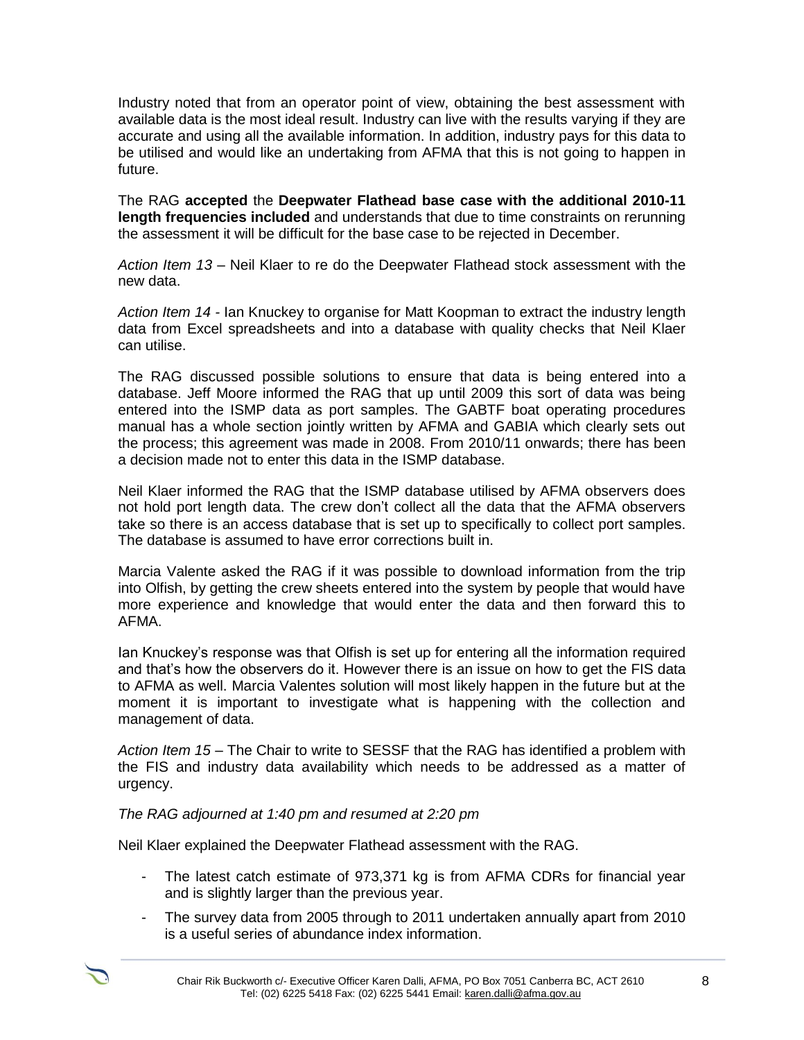Industry noted that from an operator point of view, obtaining the best assessment with available data is the most ideal result. Industry can live with the results varying if they are accurate and using all the available information. In addition, industry pays for this data to be utilised and would like an undertaking from AFMA that this is not going to happen in future.

The RAG **accepted** the **Deepwater Flathead base case with the additional 2010-11 length frequencies included** and understands that due to time constraints on rerunning the assessment it will be difficult for the base case to be rejected in December.

*Action Item 13* – Neil Klaer to re do the Deepwater Flathead stock assessment with the new data.

*Action Item 14* - Ian Knuckey to organise for Matt Koopman to extract the industry length data from Excel spreadsheets and into a database with quality checks that Neil Klaer can utilise.

The RAG discussed possible solutions to ensure that data is being entered into a database. Jeff Moore informed the RAG that up until 2009 this sort of data was being entered into the ISMP data as port samples. The GABTF boat operating procedures manual has a whole section jointly written by AFMA and GABIA which clearly sets out the process; this agreement was made in 2008. From 2010/11 onwards; there has been a decision made not to enter this data in the ISMP database.

Neil Klaer informed the RAG that the ISMP database utilised by AFMA observers does not hold port length data. The crew don't collect all the data that the AFMA observers take so there is an access database that is set up to specifically to collect port samples. The database is assumed to have error corrections built in.

Marcia Valente asked the RAG if it was possible to download information from the trip into Olfish, by getting the crew sheets entered into the system by people that would have more experience and knowledge that would enter the data and then forward this to AFMA.

Ian Knuckey's response was that Olfish is set up for entering all the information required and that's how the observers do it. However there is an issue on how to get the FIS data to AFMA as well. Marcia Valentes solution will most likely happen in the future but at the moment it is important to investigate what is happening with the collection and management of data.

*Action Item 15* – The Chair to write to SESSF that the RAG has identified a problem with the FIS and industry data availability which needs to be addressed as a matter of urgency.

*The RAG adjourned at 1:40 pm and resumed at 2:20 pm*

Neil Klaer explained the Deepwater Flathead assessment with the RAG.

- The latest catch estimate of 973,371 kg is from AFMA CDRs for financial year and is slightly larger than the previous year.
- The survey data from 2005 through to 2011 undertaken annually apart from 2010 is a useful series of abundance index information.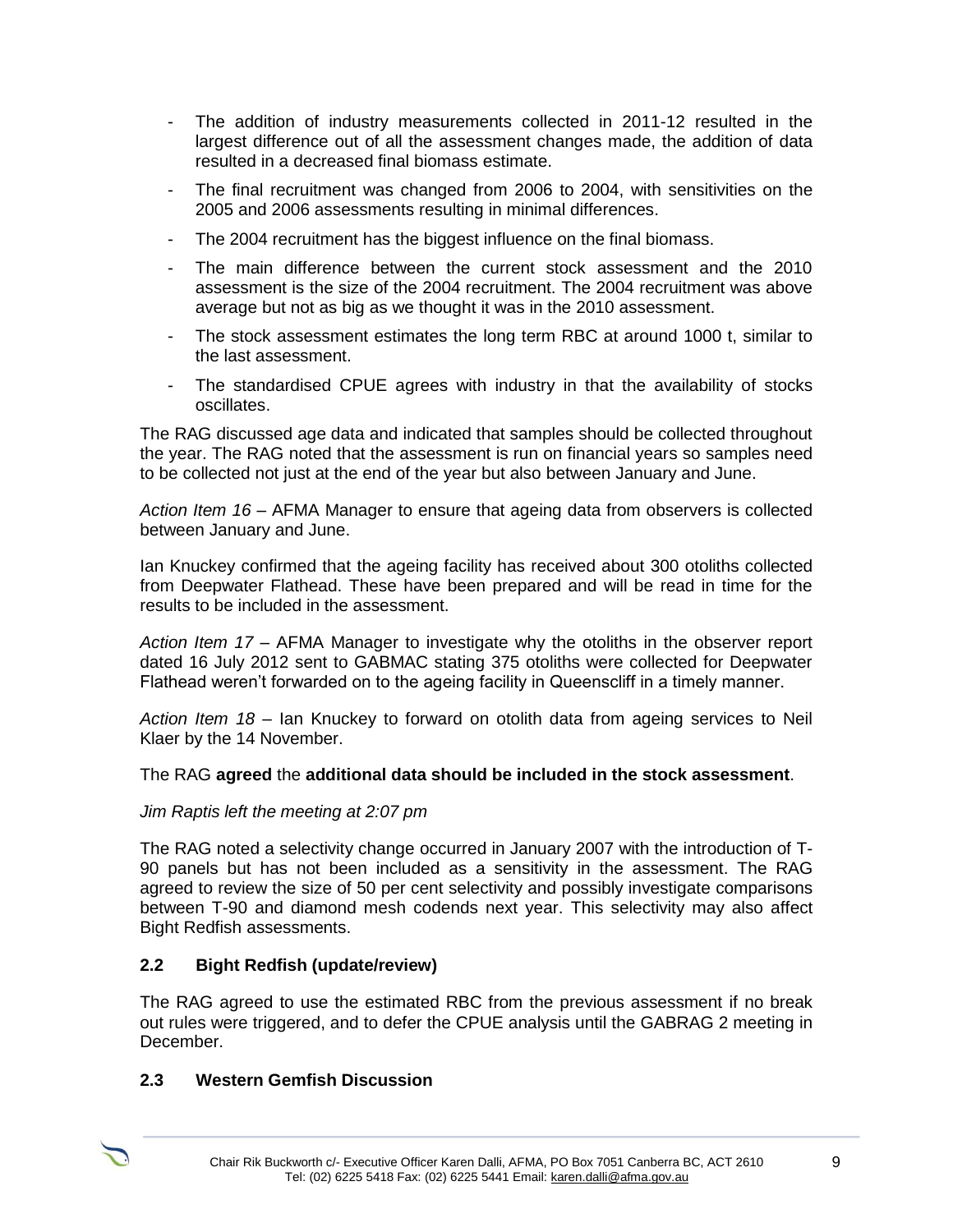- The addition of industry measurements collected in 2011-12 resulted in the largest difference out of all the assessment changes made, the addition of data resulted in a decreased final biomass estimate.
- The final recruitment was changed from 2006 to 2004, with sensitivities on the 2005 and 2006 assessments resulting in minimal differences.
- The 2004 recruitment has the biggest influence on the final biomass.
- The main difference between the current stock assessment and the 2010 assessment is the size of the 2004 recruitment. The 2004 recruitment was above average but not as big as we thought it was in the 2010 assessment.
- The stock assessment estimates the long term RBC at around 1000 t, similar to the last assessment.
- The standardised CPUE agrees with industry in that the availability of stocks oscillates.

The RAG discussed age data and indicated that samples should be collected throughout the year. The RAG noted that the assessment is run on financial years so samples need to be collected not just at the end of the year but also between January and June.

*Action Item 16* – AFMA Manager to ensure that ageing data from observers is collected between January and June.

Ian Knuckey confirmed that the ageing facility has received about 300 otoliths collected from Deepwater Flathead. These have been prepared and will be read in time for the results to be included in the assessment.

*Action Item 17* – AFMA Manager to investigate why the otoliths in the observer report dated 16 July 2012 sent to GABMAC stating 375 otoliths were collected for Deepwater Flathead weren't forwarded on to the ageing facility in Queenscliff in a timely manner.

*Action Item 18* – Ian Knuckey to forward on otolith data from ageing services to Neil Klaer by the 14 November.

The RAG **agreed** the **additional data should be included in the stock assessment**.

*Jim Raptis left the meeting at 2:07 pm*

The RAG noted a selectivity change occurred in January 2007 with the introduction of T-90 panels but has not been included as a sensitivity in the assessment. The RAG agreed to review the size of 50 per cent selectivity and possibly investigate comparisons between T-90 and diamond mesh codends next year. This selectivity may also affect Bight Redfish assessments.

### 2.2 Bight Redfish (update/review)

The RAG agreed to use the estimated RBC from the previous assessment if no break out rules were triggered, and to defer the CPUE analysis until the GABRAG 2 meeting in December.

### 2.3 Western Gemfish Discussion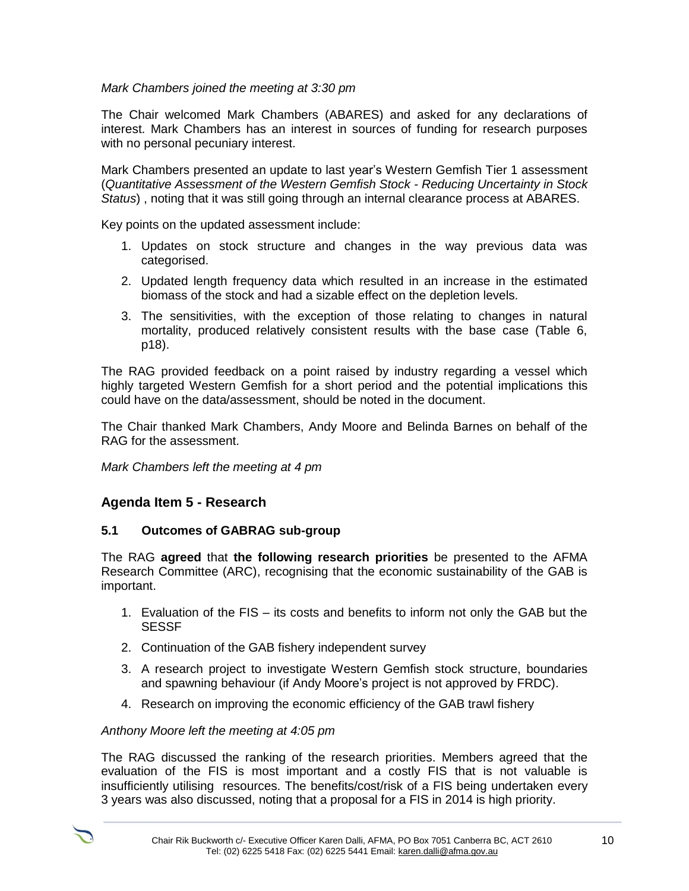*Mark Chambers joined the meeting at 3:30 pm*

The Chair welcomed Mark Chambers (ABARES) and asked for any declarations of interest. Mark Chambers has an interest in sources of funding for research purposes with no personal pecuniary interest.

Mark Chambers presented an update to last year's Western Gemfish Tier 1 assessment (*Quantitative Assessment of the Western Gemfish Stock - Reducing Uncertainty in Stock Status*) , noting that it was still going through an internal clearance process at ABARES.

Key points on the updated assessment include:

1. Updates on stock structure and changes in the way previous data was categorised.
2. Updated length frequency data which resulted in an increase in the estimated biomass of the stock and had a sizable effect on the depletion levels.
3. The sensitivities, with the exception of those relating to changes in natural mortality, produced relatively consistent results with the base case (Table 6, p18).

The RAG provided feedback on a point raised by industry regarding a vessel which highly targeted Western Gemfish for a short period and the potential implications this could have on the data/assessment, should be noted in the document.

The Chair thanked Mark Chambers, Andy Moore and Belinda Barnes on behalf of the RAG for the assessment.

*Mark Chambers left the meeting at 4 pm*

## Agenda Item 5 - Research

### 5.1 Outcomes of GABRAG sub-group

The RAG **agreed** that **the following research priorities** be presented to the AFMA Research Committee (ARC), recognising that the economic sustainability of the GAB is important.

1. Evaluation of the FIS – its costs and benefits to inform not only the GAB but the SESSF
2. Continuation of the GAB fishery independent survey
3. A research project to investigate Western Gemfish stock structure, boundaries and spawning behaviour (if Andy Moore's project is not approved by FRDC).
4. Research on improving the economic efficiency of the GAB trawl fishery

*Anthony Moore left the meeting at 4:05 pm*

The RAG discussed the ranking of the research priorities. Members agreed that the evaluation of the FIS is most important and a costly FIS that is not valuable is insufficiently utilising resources. The benefits/cost/risk of a FIS being undertaken every 3 years was also discussed, noting that a proposal for a FIS in 2014 is high priority.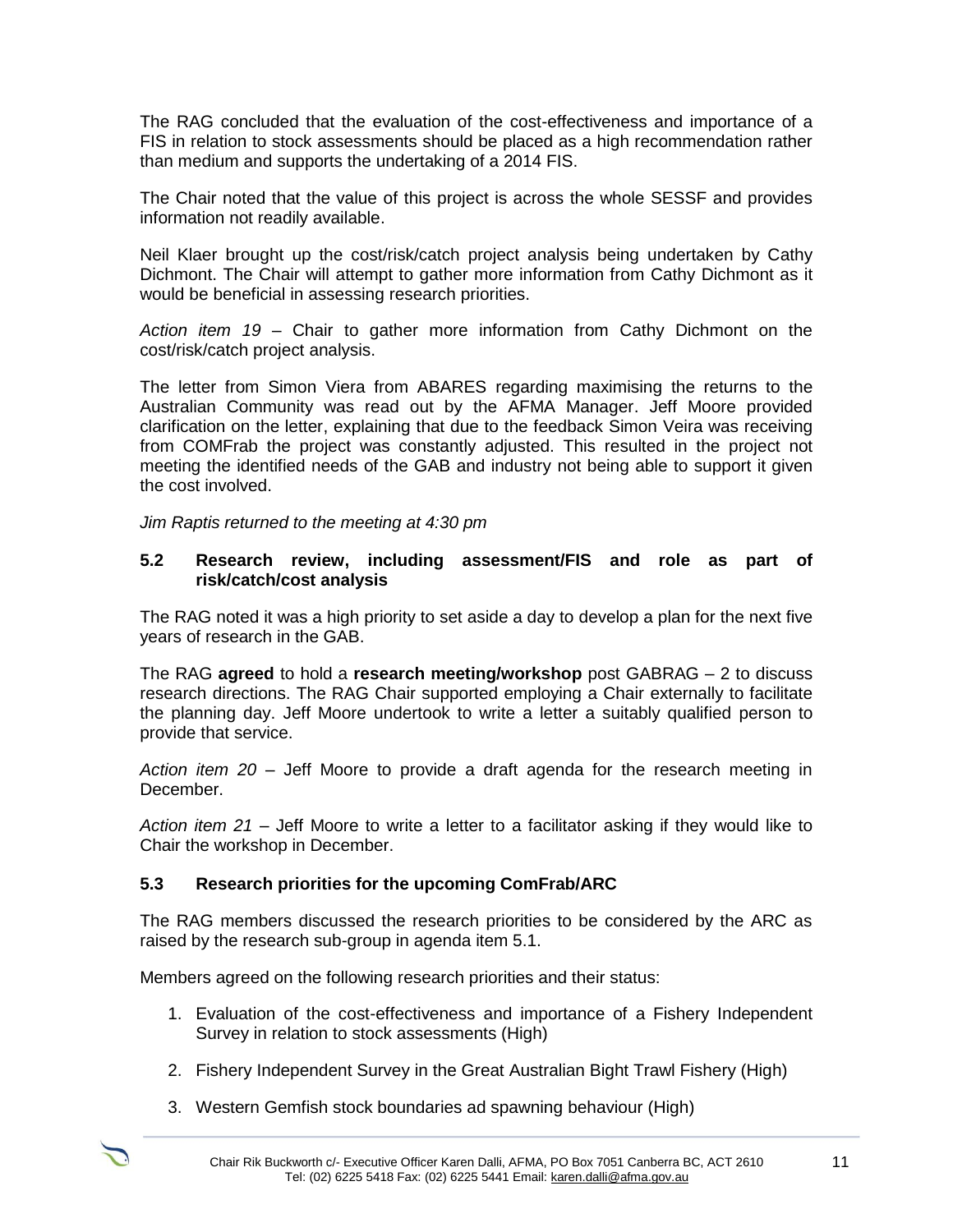The RAG concluded that the evaluation of the cost-effectiveness and importance of a FIS in relation to stock assessments should be placed as a high recommendation rather than medium and supports the undertaking of a 2014 FIS.

The Chair noted that the value of this project is across the whole SESSF and provides information not readily available.

Neil Klaer brought up the cost/risk/catch project analysis being undertaken by Cathy Dichmont. The Chair will attempt to gather more information from Cathy Dichmont as it would be beneficial in assessing research priorities.

*Action item 19* – Chair to gather more information from Cathy Dichmont on the cost/risk/catch project analysis.

The letter from Simon Viera from ABARES regarding maximising the returns to the Australian Community was read out by the AFMA Manager. Jeff Moore provided clarification on the letter, explaining that due to the feedback Simon Veira was receiving from COMFrab the project was constantly adjusted. This resulted in the project not meeting the identified needs of the GAB and industry not being able to support it given the cost involved.

*Jim Raptis returned to the meeting at 4:30 pm*

### 5.2 Research review, including assessment/FIS and role as part of risk/catch/cost analysis

The RAG noted it was a high priority to set aside a day to develop a plan for the next five years of research in the GAB.

The RAG **agreed** to hold a **research meeting/workshop** post GABRAG – 2 to discuss research directions. The RAG Chair supported employing a Chair externally to facilitate the planning day. Jeff Moore undertook to write a letter a suitably qualified person to provide that service.

*Action item 20* – Jeff Moore to provide a draft agenda for the research meeting in December.

*Action item 21* – Jeff Moore to write a letter to a facilitator asking if they would like to Chair the workshop in December.

### 5.3 Research priorities for the upcoming ComFrab/ARC

The RAG members discussed the research priorities to be considered by the ARC as raised by the research sub-group in agenda item 5.1.

Members agreed on the following research priorities and their status:

1. Evaluation of the cost-effectiveness and importance of a Fishery Independent Survey in relation to stock assessments (High)
2. Fishery Independent Survey in the Great Australian Bight Trawl Fishery (High)
3. Western Gemfish stock boundaries ad spawning behaviour (High)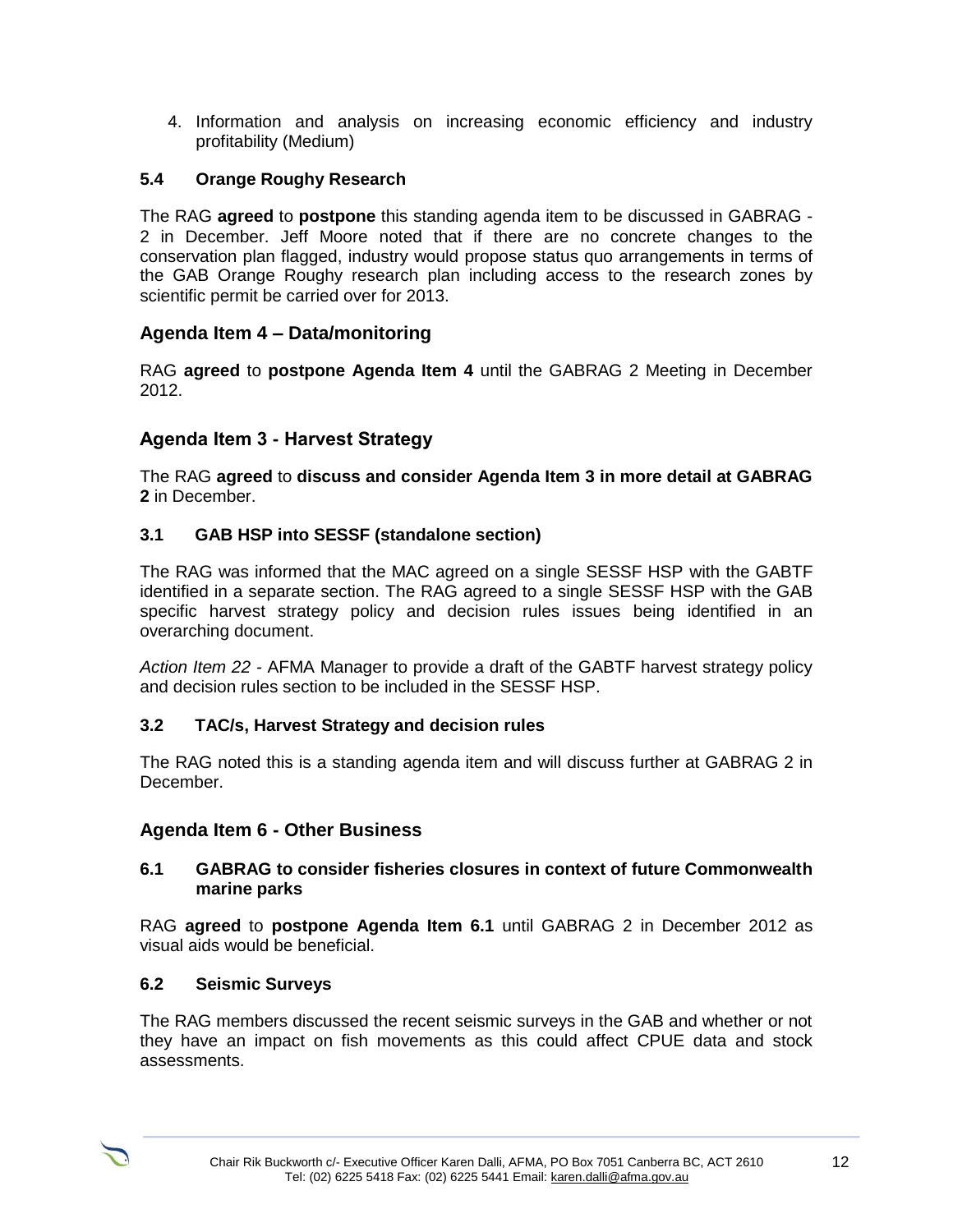4. Information and analysis on increasing economic efficiency and industry profitability (Medium)

### 5.4 Orange Roughy Research

The RAG **agreed** to **postpone** this standing agenda item to be discussed in GABRAG - 2 in December. Jeff Moore noted that if there are no concrete changes to the conservation plan flagged, industry would propose status quo arrangements in terms of the GAB Orange Roughy research plan including access to the research zones by scientific permit be carried over for 2013.

## Agenda Item 4 – Data/monitoring

RAG **agreed** to **postpone Agenda Item 4** until the GABRAG 2 Meeting in December 2012.

## Agenda Item 3 - Harvest Strategy

The RAG **agreed** to **discuss and consider Agenda Item 3 in more detail at GABRAG 2** in December.

### 3.1 GAB HSP into SESSF (standalone section)

The RAG was informed that the MAC agreed on a single SESSF HSP with the GABTF identified in a separate section. The RAG agreed to a single SESSF HSP with the GAB specific harvest strategy policy and decision rules issues being identified in an overarching document.

*Action Item 22* - AFMA Manager to provide a draft of the GABTF harvest strategy policy and decision rules section to be included in the SESSF HSP.

### 3.2 TAC/s, Harvest Strategy and decision rules

The RAG noted this is a standing agenda item and will discuss further at GABRAG 2 in December.

## Agenda Item 6 - Other Business

### 6.1 GABRAG to consider fisheries closures in context of future Commonwealth marine parks

RAG **agreed** to **postpone Agenda Item 6.1** until GABRAG 2 in December 2012 as visual aids would be beneficial.

### 6.2 Seismic Surveys

The RAG members discussed the recent seismic surveys in the GAB and whether or not they have an impact on fish movements as this could affect CPUE data and stock assessments.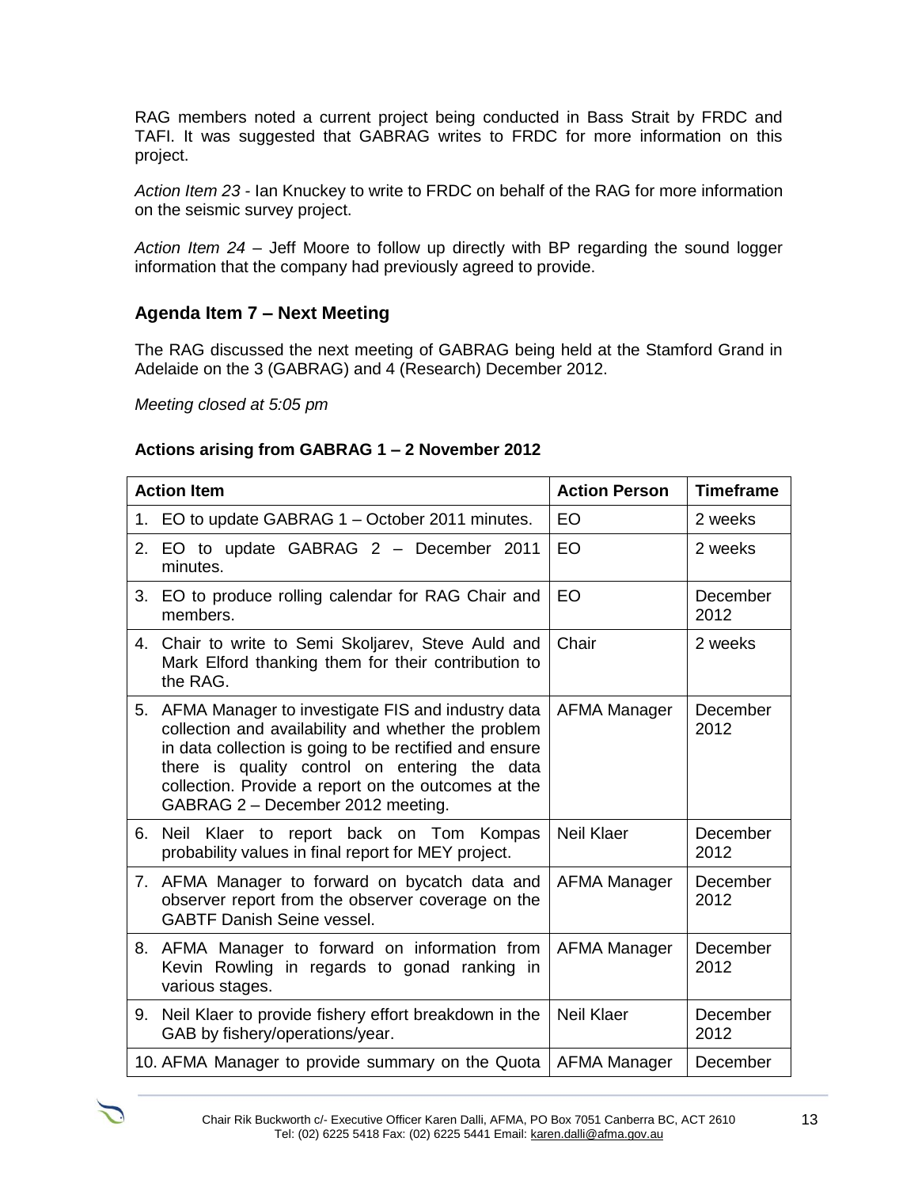RAG members noted a current project being conducted in Bass Strait by FRDC and TAFI. It was suggested that GABRAG writes to FRDC for more information on this project.

*Action Item 23* - Ian Knuckey to write to FRDC on behalf of the RAG for more information on the seismic survey project.

*Action Item 24* – Jeff Moore to follow up directly with BP regarding the sound logger information that the company had previously agreed to provide.

## Agenda Item 7 – Next Meeting

The RAG discussed the next meeting of GABRAG being held at the Stamford Grand in Adelaide on the 3 (GABRAG) and 4 (Research) December 2012.

*Meeting closed at 5:05 pm*

**Actions arising from GABRAG 1 – 2 November 2012**

| Action Item | Action Person | Timeframe |
|---|---|---|
| 1. EO to update GABRAG 1 – October 2011 minutes. | EO | 2 weeks |
| 2. EO to update GABRAG 2 – December 2011 minutes. | EO | 2 weeks |
| 3. EO to produce rolling calendar for RAG Chair and members. | EO | December 2012 |
| 4. Chair to write to Semi Skoljarev, Steve Auld and Mark Elford thanking them for their contribution to the RAG. | Chair | 2 weeks |
| 5. AFMA Manager to investigate FIS and industry data collection and availability and whether the problem in data collection is going to be rectified and ensure there is quality control on entering the data collection. Provide a report on the outcomes at the GABRAG 2 – December 2012 meeting. | AFMA Manager | December 2012 |
| 6. Neil Klaer to report back on Tom Kompas probability values in final report for MEY project. | Neil Klaer | December 2012 |
| 7. AFMA Manager to forward on bycatch data and observer report from the observer coverage on the GABTF Danish Seine vessel. | AFMA Manager | December 2012 |
| 8. AFMA Manager to forward on information from Kevin Rowling in regards to gonad ranking in various stages. | AFMA Manager | December 2012 |
| 9. Neil Klaer to provide fishery effort breakdown in the GAB by fishery/operations/year. | Neil Klaer | December 2012 |
| 10. AFMA Manager to provide summary on the Quota | AFMA Manager | December |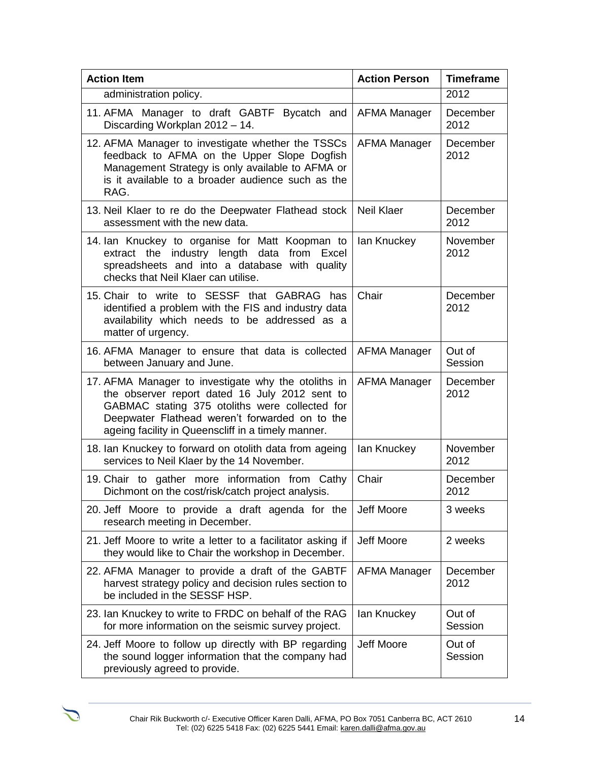| Action Item | Action Person | Timeframe |
|---|---|---|
| administration policy. | | 2012 |
| 11. AFMA Manager to draft GABTF Bycatch and Discarding Workplan 2012 – 14. | AFMA Manager | December 2012 |
| 12. AFMA Manager to investigate whether the TSSCs feedback to AFMA on the Upper Slope Dogfish Management Strategy is only available to AFMA or is it available to a broader audience such as the RAG. | AFMA Manager | December 2012 |
| 13. Neil Klaer to re do the Deepwater Flathead stock assessment with the new data. | Neil Klaer | December 2012 |
| 14. Ian Knuckey to organise for Matt Koopman to extract the industry length data from Excel spreadsheets and into a database with quality checks that Neil Klaer can utilise. | Ian Knuckey | November 2012 |
| 15. Chair to write to SESSF that GABRAG has identified a problem with the FIS and industry data availability which needs to be addressed as a matter of urgency. | Chair | December 2012 |
| 16. AFMA Manager to ensure that data is collected between January and June. | AFMA Manager | Out of Session |
| 17. AFMA Manager to investigate why the otoliths in the observer report dated 16 July 2012 sent to GABMAC stating 375 otoliths were collected for Deepwater Flathead weren't forwarded on to the ageing facility in Queenscliff in a timely manner. | AFMA Manager | December 2012 |
| 18. Ian Knuckey to forward on otolith data from ageing services to Neil Klaer by the 14 November. | Ian Knuckey | November 2012 |
| 19. Chair to gather more information from Cathy Dichmont on the cost/risk/catch project analysis. | Chair | December 2012 |
| 20. Jeff Moore to provide a draft agenda for the research meeting in December. | Jeff Moore | 3 weeks |
| 21. Jeff Moore to write a letter to a facilitator asking if they would like to Chair the workshop in December. | Jeff Moore | 2 weeks |
| 22. AFMA Manager to provide a draft of the GABTF harvest strategy policy and decision rules section to be included in the SESSF HSP. | AFMA Manager | December 2012 |
| 23. Ian Knuckey to write to FRDC on behalf of the RAG for more information on the seismic survey project. | Ian Knuckey | Out of Session |
| 24. Jeff Moore to follow up directly with BP regarding the sound logger information that the company had previously agreed to provide. | Jeff Moore | Out of Session |